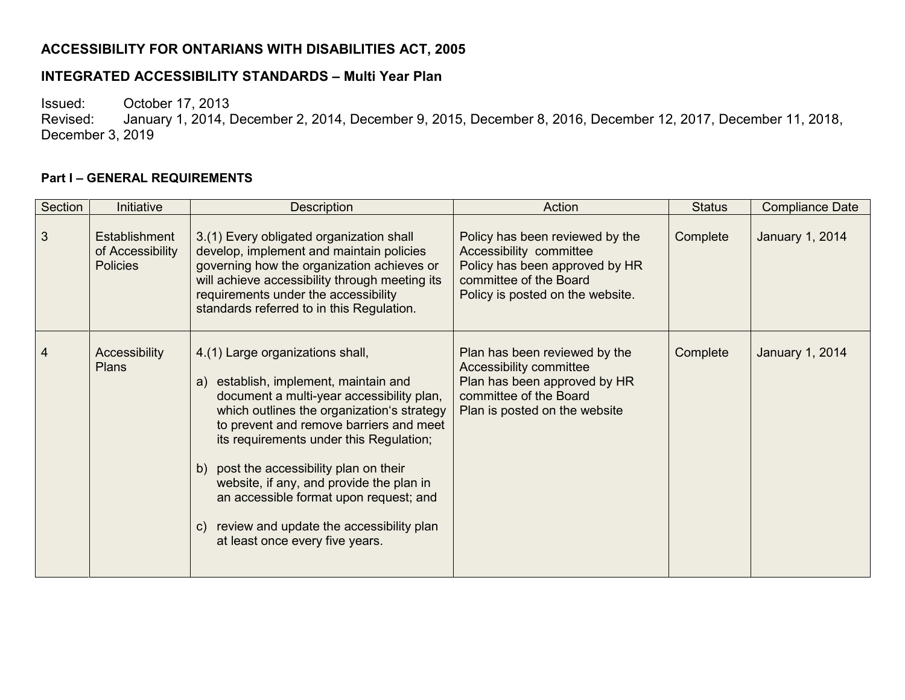**ACCESSIBILITY FOR ONTARIANS WITH DISABILITIES ACT, 2005**

**INTEGRATED ACCESSIBILITY STANDARDS – Multi Year Plan**

Issued: October 17, 2013
Revised: January 1, 2014, December 2, 2014, December 9, 2015, December 8, 2016, December 12, 2017, December 11, 2018, December 3, 2019

**Part I – GENERAL REQUIREMENTS**

| Section | Initiative | Description | Action | Status | Compliance Date |
|---|---|---|---|---|---|
| 3 | Establishment of Accessibility Policies | 3.(1) Every obligated organization shall develop, implement and maintain policies governing how the organization achieves or will achieve accessibility through meeting its requirements under the accessibility standards referred to in this Regulation. | Policy has been reviewed by the Accessibility committee<br>Policy has been approved by HR committee of the Board<br>Policy is posted on the website. | Complete | January 1, 2014 |
| 4 | Accessibility Plans | 4.(1) Large organizations shall,<br><br>a) establish, implement, maintain and document a multi-year accessibility plan, which outlines the organization's strategy to prevent and remove barriers and meet its requirements under this Regulation;<br><br>b) post the accessibility plan on their website, if any, and provide the plan in an accessible format upon request; and<br><br>c) review and update the accessibility plan at least once every five years. | Plan has been reviewed by the Accessibility committee<br>Plan has been approved by HR committee of the Board<br>Plan is posted on the website | Complete | January 1, 2014 |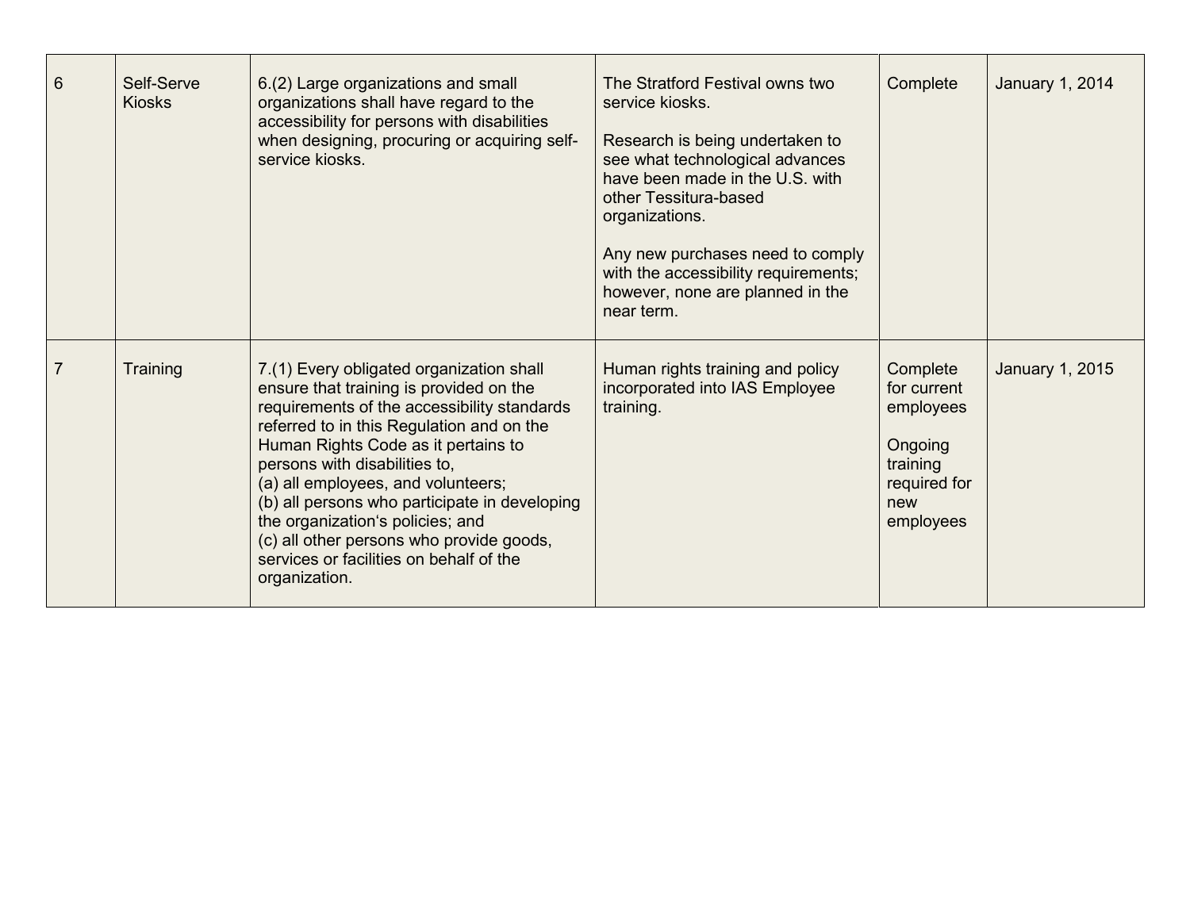| 6 | Self-Serve Kiosks | 6.(2) Large organizations and small organizations shall have regard to the accessibility for persons with disabilities when designing, procuring or acquiring self-service kiosks. | The Stratford Festival owns two service kiosks.<br><br>Research is being undertaken to see what technological advances have been made in the U.S. with other Tessitura-based organizations.<br><br>Any new purchases need to comply with the accessibility requirements; however, none are planned in the near term. | Complete | January 1, 2014 |
|---|---|---|---|---|---|
| 7 | Training | 7.(1) Every obligated organization shall ensure that training is provided on the requirements of the accessibility standards referred to in this Regulation and on the Human Rights Code as it pertains to persons with disabilities to,<br>(a) all employees, and volunteers;<br>(b) all persons who participate in developing the organization's policies; and<br>(c) all other persons who provide goods, services or facilities on behalf of the organization. | Human rights training and policy incorporated into IAS Employee training. | Complete for current employees<br><br>Ongoing training required for new employees | January 1, 2015 |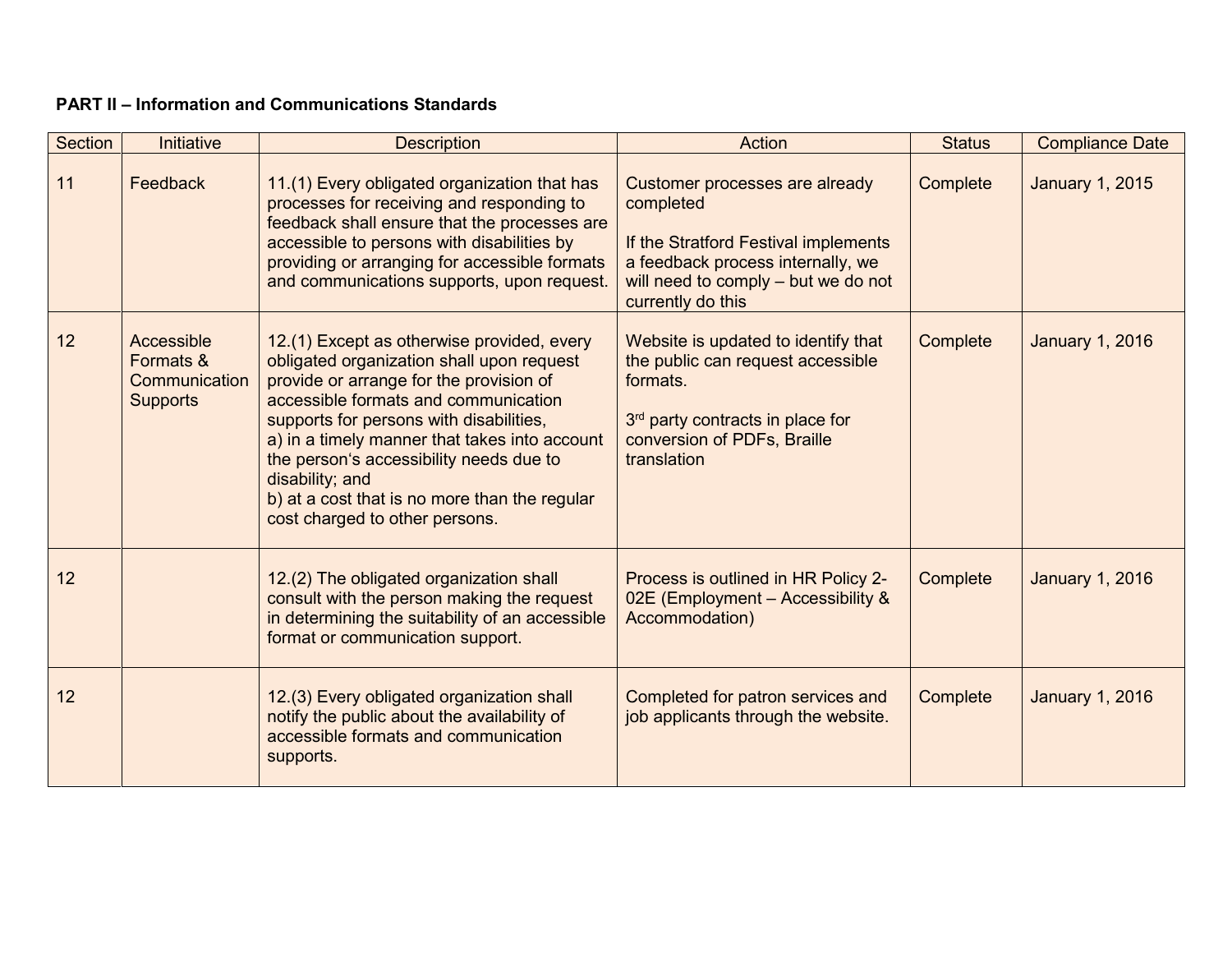**PART II – Information and Communications Standards**

| Section | Initiative | Description | Action | Status | Compliance Date |
|---|---|---|---|---|---|
| 11 | Feedback | 11.(1) Every obligated organization that has processes for receiving and responding to feedback shall ensure that the processes are accessible to persons with disabilities by providing or arranging for accessible formats and communications supports, upon request. | Customer processes are already completed<br><br>If the Stratford Festival implements a feedback process internally, we will need to comply – but we do not currently do this | Complete | January 1, 2015 |
| 12 | Accessible Formats & Communication Supports | 12.(1) Except as otherwise provided, every obligated organization shall upon request provide or arrange for the provision of accessible formats and communication supports for persons with disabilities,<br>a) in a timely manner that takes into account the person‘s accessibility needs due to disability; and<br>b) at a cost that is no more than the regular cost charged to other persons. | Website is updated to identify that the public can request accessible formats.<br><br>3rd party contracts in place for conversion of PDFs, Braille translation | Complete | January 1, 2016 |
| 12 | | 12.(2) The obligated organization shall consult with the person making the request in determining the suitability of an accessible format or communication support. | Process is outlined in HR Policy 2-02E (Employment – Accessibility & Accommodation) | Complete | January 1, 2016 |
| 12 | | 12.(3) Every obligated organization shall notify the public about the availability of accessible formats and communication supports. | Completed for patron services and job applicants through the website. | Complete | January 1, 2016 |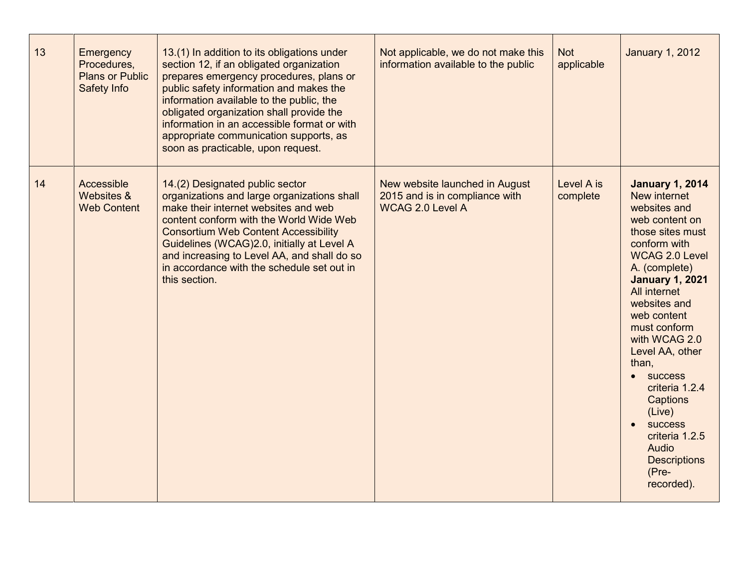| 13 | Emergency Procedures, Plans or Public Safety Info | 13.(1) In addition to its obligations under section 12, if an obligated organization prepares emergency procedures, plans or public safety information and makes the information available to the public, the obligated organization shall provide the information in an accessible format or with appropriate communication supports, as soon as practicable, upon request. | Not applicable, we do not make this information available to the public | Not applicable | January 1, 2012 |
|---|---|---|---|---|---|
| 14 | Accessible Websites & Web Content | 14.(2) Designated public sector organizations and large organizations shall make their internet websites and web content conform with the World Wide Web Consortium Web Content Accessibility Guidelines (WCAG)2.0, initially at Level A and increasing to Level AA, and shall do so in accordance with the schedule set out in this section. | New website launched in August 2015 and is in compliance with WCAG 2.0 Level A | Level A is complete | **January 1, 2014** New internet websites and web content on those sites must conform with WCAG 2.0 Level A. (complete) **January 1, 2021** All internet websites and web content must conform with WCAG 2.0 Level AA, other than, <br>• success criteria 1.2.4 Captions (Live) <br>• success criteria 1.2.5 Audio Descriptions (Pre-recorded). |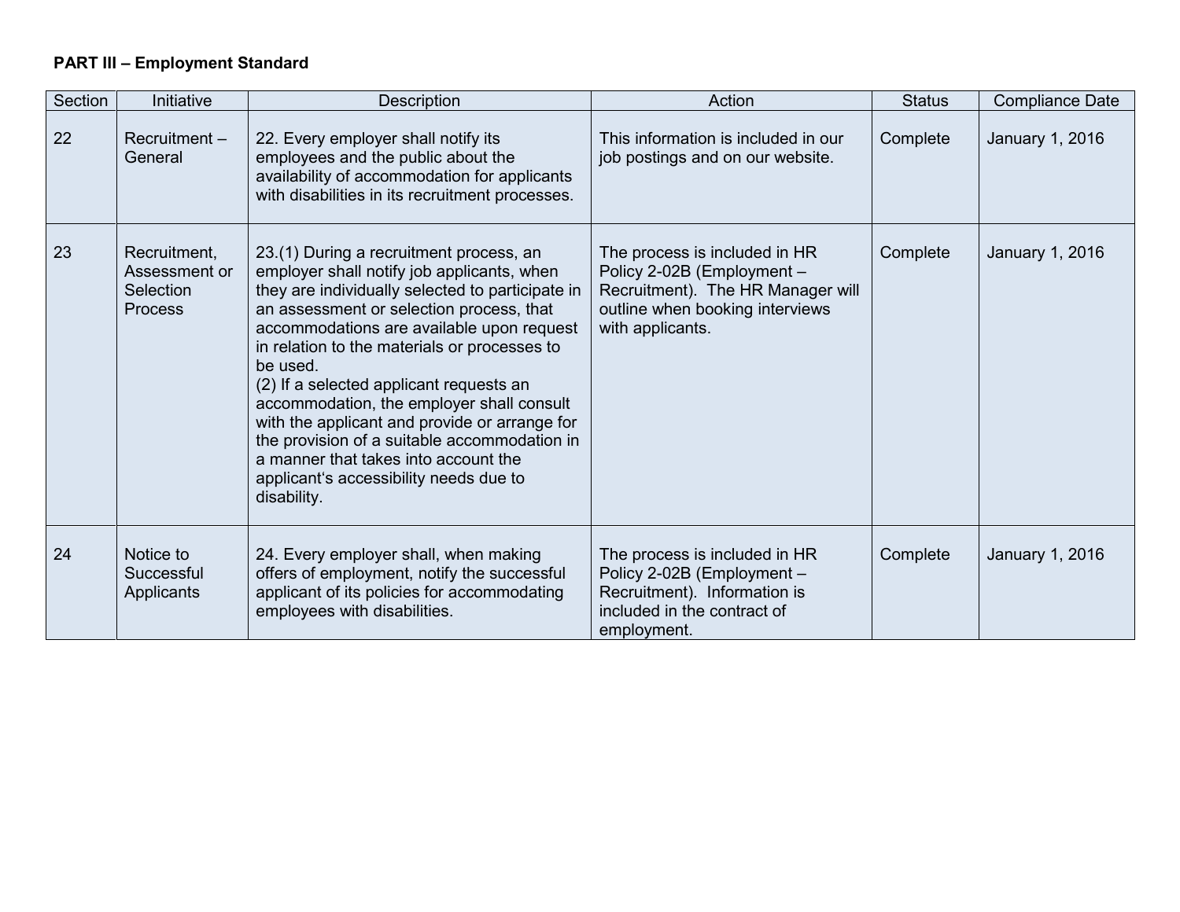**PART III – Employment Standard**

| Section | Initiative | Description | Action | Status | Compliance Date |
|---|---|---|---|---|---|
| 22 | Recruitment – General | 22. Every employer shall notify its employees and the public about the availability of accommodation for applicants with disabilities in its recruitment processes. | This information is included in our job postings and on our website. | Complete | January 1, 2016 |
| 23 | Recruitment, Assessment or Selection Process | 23.(1) During a recruitment process, an employer shall notify job applicants, when they are individually selected to participate in an assessment or selection process, that accommodations are available upon request in relation to the materials or processes to be used.<br>(2) If a selected applicant requests an accommodation, the employer shall consult with the applicant and provide or arrange for the provision of a suitable accommodation in a manner that takes into account the applicant's accessibility needs due to disability. | The process is included in HR Policy 2-02B (Employment – Recruitment). The HR Manager will outline when booking interviews with applicants. | Complete | January 1, 2016 |
| 24 | Notice to Successful Applicants | 24. Every employer shall, when making offers of employment, notify the successful applicant of its policies for accommodating employees with disabilities. | The process is included in HR Policy 2-02B (Employment – Recruitment). Information is included in the contract of employment. | Complete | January 1, 2016 |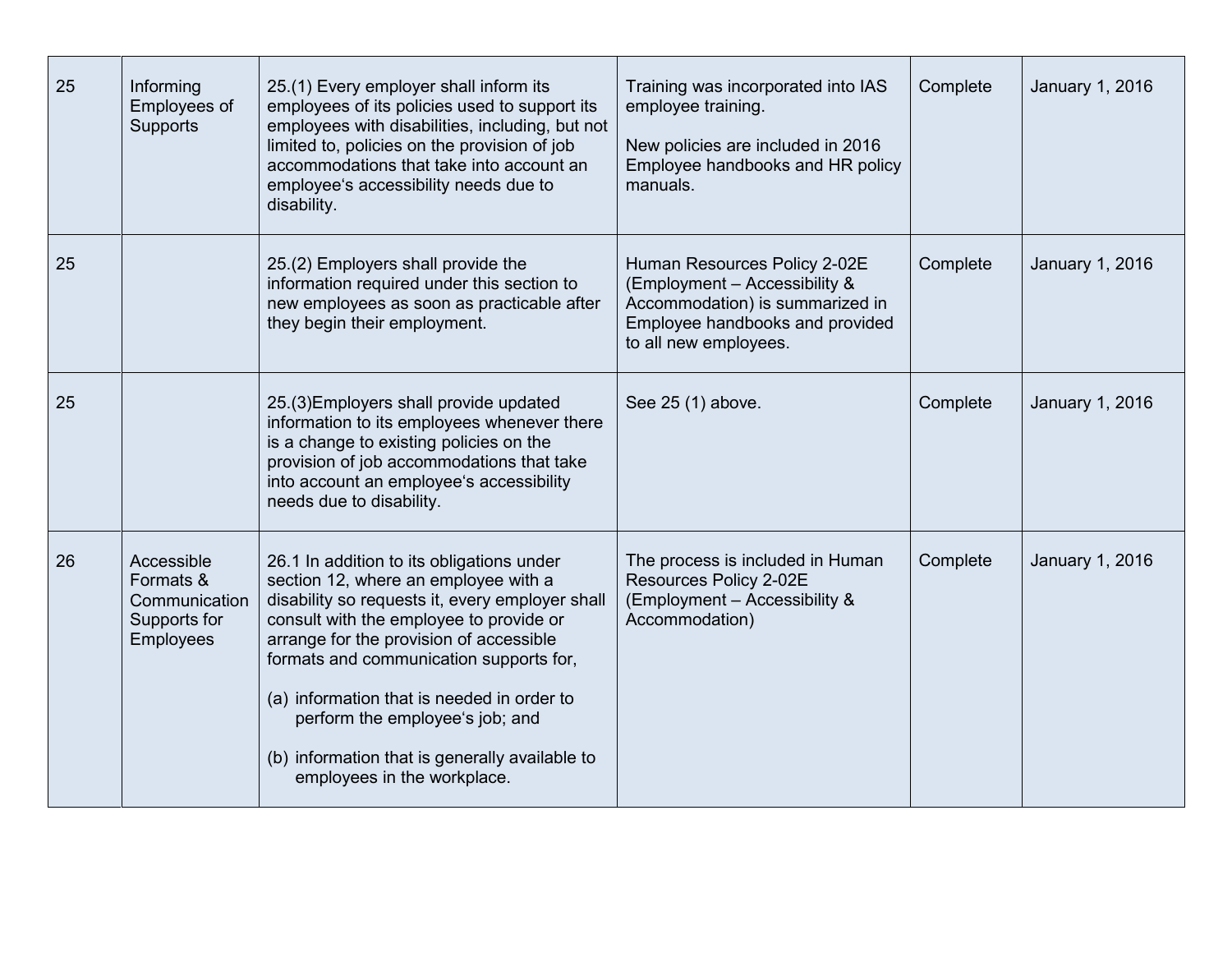| 25 | Informing Employees of Supports | 25.(1) Every employer shall inform its employees of its policies used to support its employees with disabilities, including, but not limited to, policies on the provision of job accommodations that take into account an employee's accessibility needs due to disability. | Training was incorporated into IAS employee training.<br><br>New policies are included in 2016 Employee handbooks and HR policy manuals. | Complete | January 1, 2016 |
|---|---|---|---|---|---|
| 25 | | 25.(2) Employers shall provide the information required under this section to new employees as soon as practicable after they begin their employment. | Human Resources Policy 2-02E (Employment – Accessibility & Accommodation) is summarized in Employee handbooks and provided to all new employees. | Complete | January 1, 2016 |
| 25 | | 25.(3)Employers shall provide updated information to its employees whenever there is a change to existing policies on the provision of job accommodations that take into account an employee's accessibility needs due to disability. | See 25 (1) above. | Complete | January 1, 2016 |
| 26 | Accessible Formats & Communication Supports for Employees | 26.1 In addition to its obligations under section 12, where an employee with a disability so requests it, every employer shall consult with the employee to provide or arrange for the provision of accessible formats and communication supports for,<br><br>(a) information that is needed in order to perform the employee's job; and<br><br>(b) information that is generally available to employees in the workplace. | The process is included in Human Resources Policy 2-02E (Employment – Accessibility & Accommodation) | Complete | January 1, 2016 |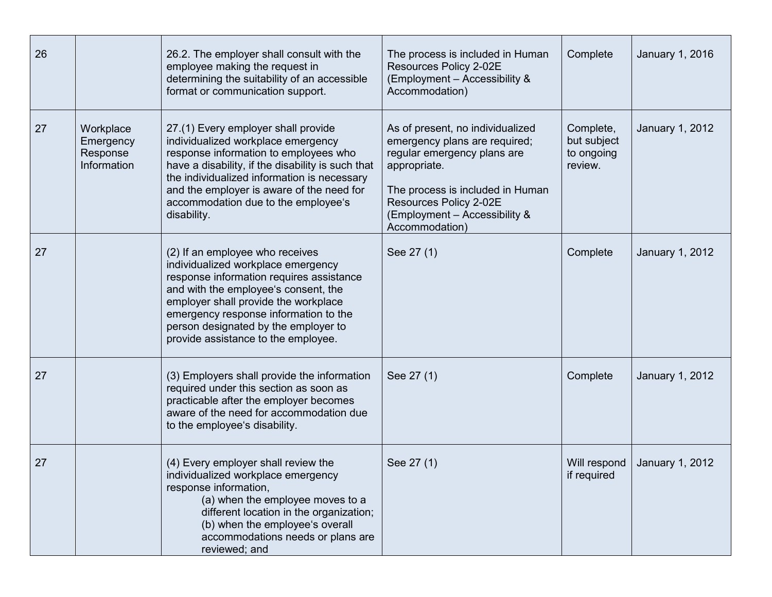| | | | | | |
|---|---|---|---|---|---|
| 26 | | 26.2. The employer shall consult with the employee making the request in determining the suitability of an accessible format or communication support. | The process is included in Human Resources Policy 2-02E (Employment – Accessibility & Accommodation) | Complete | January 1, 2016 |
| 27 | Workplace Emergency Response Information | 27.(1) Every employer shall provide individualized workplace emergency response information to employees who have a disability, if the disability is such that the individualized information is necessary and the employer is aware of the need for accommodation due to the employee's disability. | As of present, no individualized emergency plans are required; regular emergency plans are appropriate.<br><br>The process is included in Human Resources Policy 2-02E (Employment – Accessibility & Accommodation) | Complete, but subject to ongoing review. | January 1, 2012 |
| 27 | | (2) If an employee who receives individualized workplace emergency response information requires assistance and with the employee's consent, the employer shall provide the workplace emergency response information to the person designated by the employer to provide assistance to the employee. | See 27 (1) | Complete | January 1, 2012 |
| 27 | | (3) Employers shall provide the information required under this section as soon as practicable after the employer becomes aware of the need for accommodation due to the employee's disability. | See 27 (1) | Complete | January 1, 2012 |
| 27 | | (4) Every employer shall review the individualized workplace emergency response information,<br>(a) when the employee moves to a different location in the organization;<br>(b) when the employee's overall accommodations needs or plans are reviewed; and | See 27 (1) | Will respond if required | January 1, 2012 |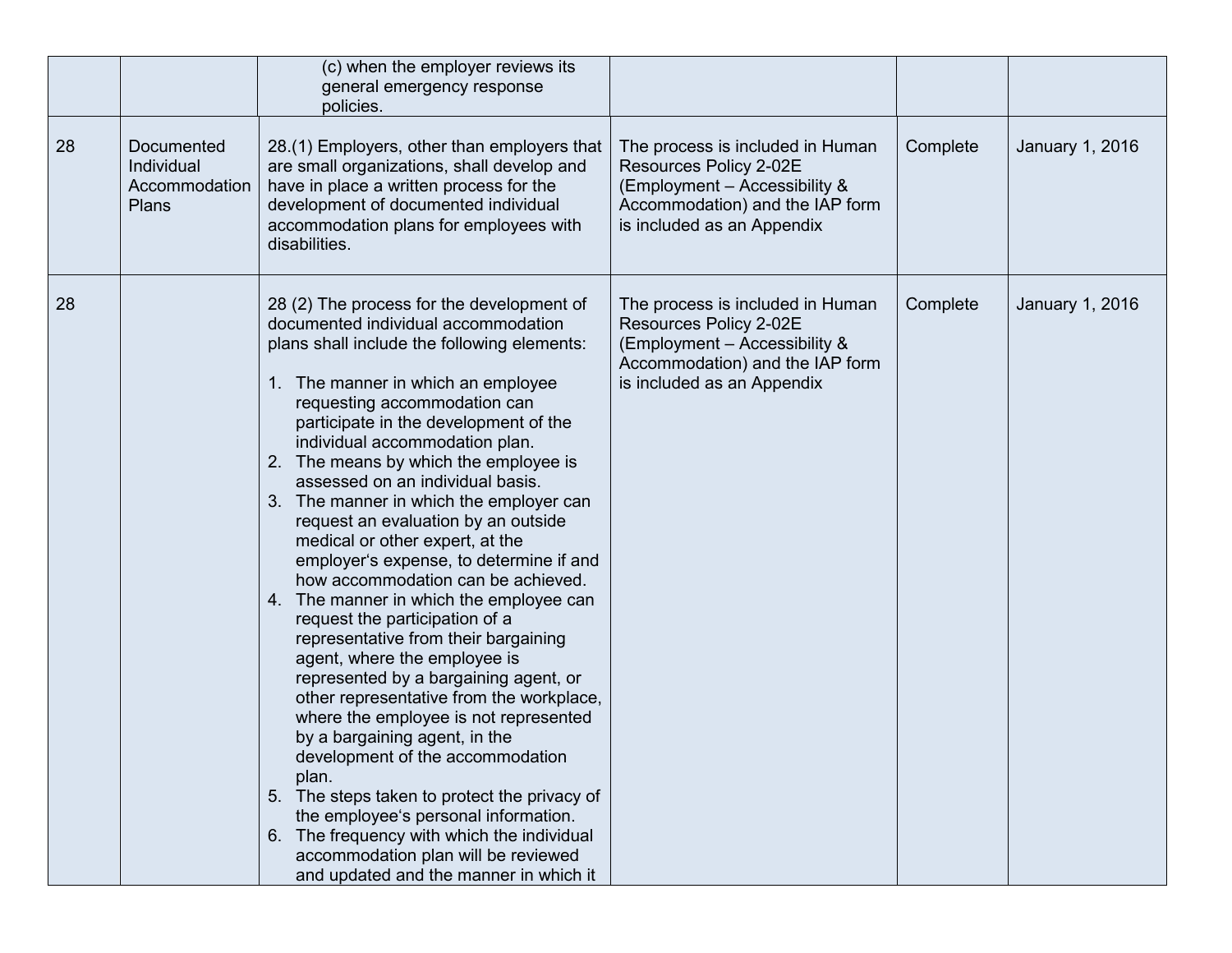| | | | | | |
|---|---|---|---|---|---|
| | | (c) when the employer reviews its general emergency response policies. | | | |
| 28 | Documented Individual Accommodation Plans | 28.(1) Employers, other than employers that are small organizations, shall develop and have in place a written process for the development of documented individual accommodation plans for employees with disabilities. | The process is included in Human Resources Policy 2-02E (Employment – Accessibility & Accommodation) and the IAP form is included as an Appendix | Complete | January 1, 2016 |
| 28 | | 28 (2) The process for the development of documented individual accommodation plans shall include the following elements:<br><br>1. The manner in which an employee requesting accommodation can participate in the development of the individual accommodation plan.<br>2. The means by which the employee is assessed on an individual basis.<br>3. The manner in which the employer can request an evaluation by an outside medical or other expert, at the employer's expense, to determine if and how accommodation can be achieved.<br>4. The manner in which the employee can request the participation of a representative from their bargaining agent, where the employee is represented by a bargaining agent, or other representative from the workplace, where the employee is not represented by a bargaining agent, in the development of the accommodation plan.<br>5. The steps taken to protect the privacy of the employee's personal information.<br>6. The frequency with which the individual accommodation plan will be reviewed and updated and the manner in which it | The process is included in Human Resources Policy 2-02E (Employment – Accessibility & Accommodation) and the IAP form is included as an Appendix | Complete | January 1, 2016 |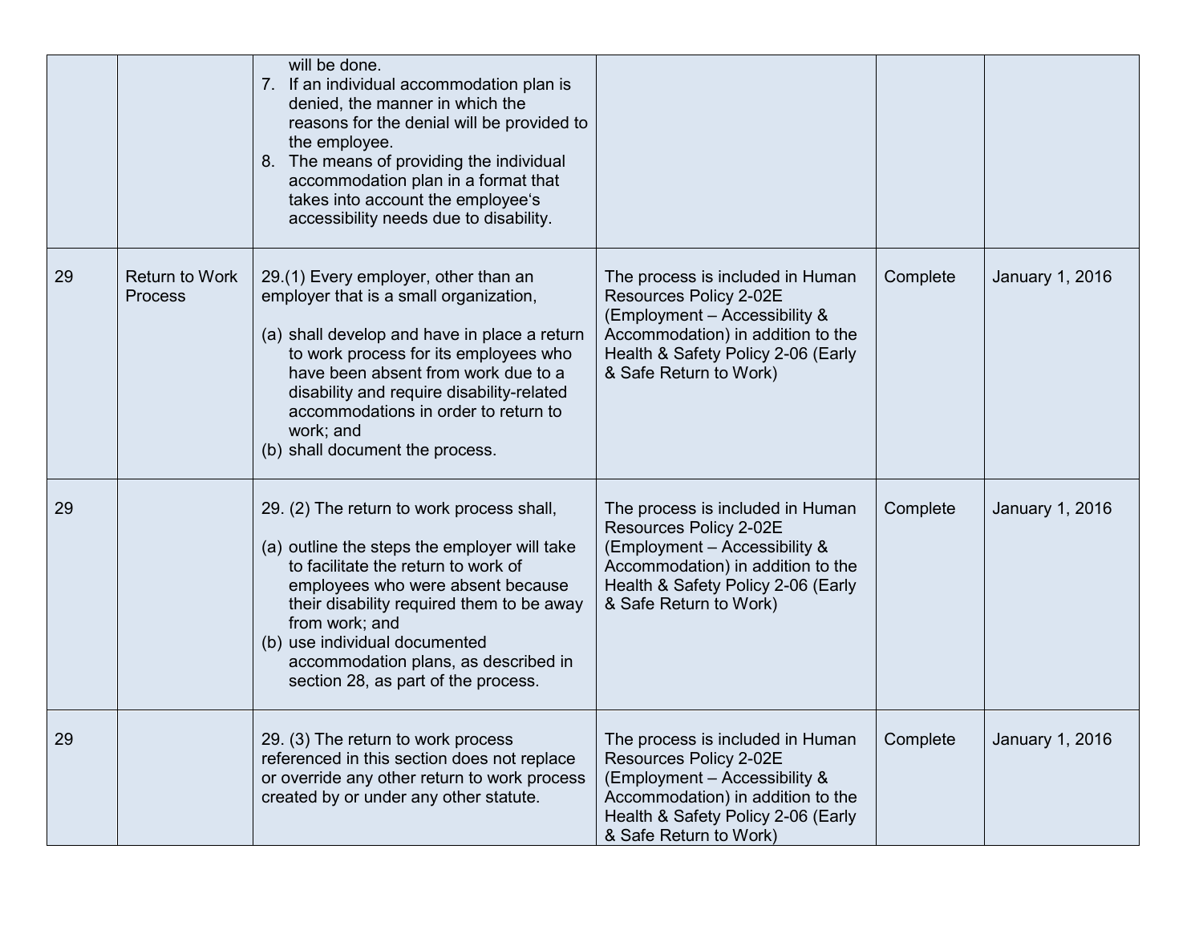| | | | | | |
|---|---|---|---|---|---|
| | | will be done.<br>7. If an individual accommodation plan is denied, the manner in which the reasons for the denial will be provided to the employee.<br>8. The means of providing the individual accommodation plan in a format that takes into account the employee's accessibility needs due to disability. | | | |
| 29 | Return to Work Process | 29.(1) Every employer, other than an employer that is a small organization,<br><br>(a) shall develop and have in place a return to work process for its employees who have been absent from work due to a disability and require disability-related accommodations in order to return to work; and<br>(b) shall document the process. | The process is included in Human Resources Policy 2-02E (Employment – Accessibility & Accommodation) in addition to the Health & Safety Policy 2-06 (Early & Safe Return to Work) | Complete | January 1, 2016 |
| 29 | | 29. (2) The return to work process shall,<br><br>(a) outline the steps the employer will take to facilitate the return to work of employees who were absent because their disability required them to be away from work; and<br>(b) use individual documented accommodation plans, as described in section 28, as part of the process. | The process is included in Human Resources Policy 2-02E (Employment – Accessibility & Accommodation) in addition to the Health & Safety Policy 2-06 (Early & Safe Return to Work) | Complete | January 1, 2016 |
| 29 | | 29. (3) The return to work process referenced in this section does not replace or override any other return to work process created by or under any other statute. | The process is included in Human Resources Policy 2-02E (Employment – Accessibility & Accommodation) in addition to the Health & Safety Policy 2-06 (Early & Safe Return to Work) | Complete | January 1, 2016 |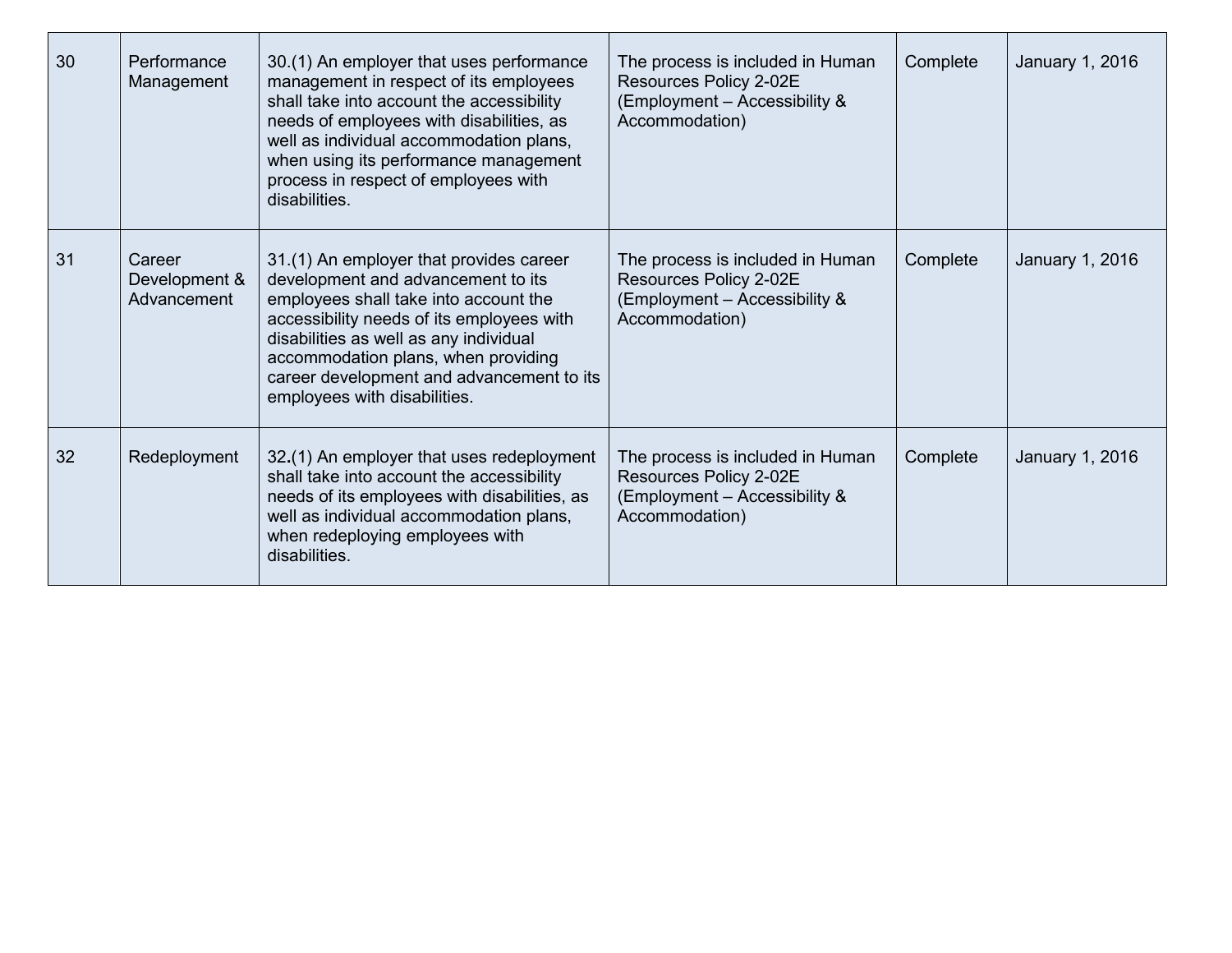| 30 | Performance Management | 30.(1) An employer that uses performance management in respect of its employees shall take into account the accessibility needs of employees with disabilities, as well as individual accommodation plans, when using its performance management process in respect of employees with disabilities. | The process is included in Human Resources Policy 2-02E (Employment – Accessibility & Accommodation) | Complete | January 1, 2016 |
|---|---|---|---|---|---|
| 31 | Career Development & Advancement | 31.(1) An employer that provides career development and advancement to its employees shall take into account the accessibility needs of its employees with disabilities as well as any individual accommodation plans, when providing career development and advancement to its employees with disabilities. | The process is included in Human Resources Policy 2-02E (Employment – Accessibility & Accommodation) | Complete | January 1, 2016 |
| 32 | Redeployment | 32.(1) An employer that uses redeployment shall take into account the accessibility needs of its employees with disabilities, as well as individual accommodation plans, when redeploying employees with disabilities. | The process is included in Human Resources Policy 2-02E (Employment – Accessibility & Accommodation) | Complete | January 1, 2016 |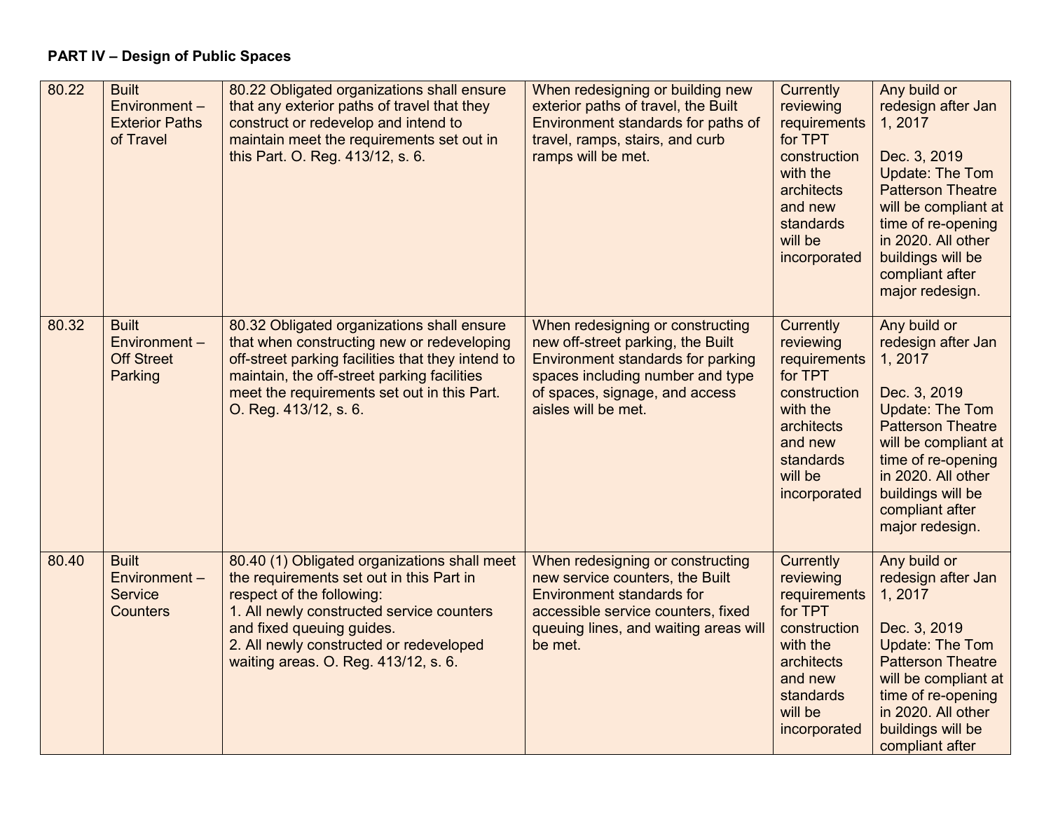**PART IV – Design of Public Spaces**

| | | | | | |
|---|---|---|---|---|---|
| 80.22 | Built Environment – Exterior Paths of Travel | 80.22 Obligated organizations shall ensure that any exterior paths of travel that they construct or redevelop and intend to maintain meet the requirements set out in this Part. O. Reg. 413/12, s. 6. | When redesigning or building new exterior paths of travel, the Built Environment standards for paths of travel, ramps, stairs, and curb ramps will be met. | Currently reviewing requirements for TPT construction with the architects and new standards will be incorporated | Any build or redesign after Jan 1, 2017<br><br>Dec. 3, 2019 Update: The Tom Patterson Theatre will be compliant at time of re-opening in 2020. All other buildings will be compliant after major redesign. |
| 80.32 | Built Environment – Off Street Parking | 80.32 Obligated organizations shall ensure that when constructing new or redeveloping off-street parking facilities that they intend to maintain, the off-street parking facilities meet the requirements set out in this Part. O. Reg. 413/12, s. 6. | When redesigning or constructing new off-street parking, the Built Environment standards for parking spaces including number and type of spaces, signage, and access aisles will be met. | Currently reviewing requirements for TPT construction with the architects and new standards will be incorporated | Any build or redesign after Jan 1, 2017<br><br>Dec. 3, 2019 Update: The Tom Patterson Theatre will be compliant at time of re-opening in 2020. All other buildings will be compliant after major redesign. |
| 80.40 | Built Environment – Service Counters | 80.40 (1) Obligated organizations shall meet the requirements set out in this Part in respect of the following:<br>1. All newly constructed service counters and fixed queuing guides.<br>2. All newly constructed or redeveloped waiting areas. O. Reg. 413/12, s. 6. | When redesigning or constructing new service counters, the Built Environment standards for accessible service counters, fixed queuing lines, and waiting areas will be met. | Currently reviewing requirements for TPT construction with the architects and new standards will be incorporated | Any build or redesign after Jan 1, 2017<br><br>Dec. 3, 2019 Update: The Tom Patterson Theatre will be compliant at time of re-opening in 2020. All other buildings will be compliant after |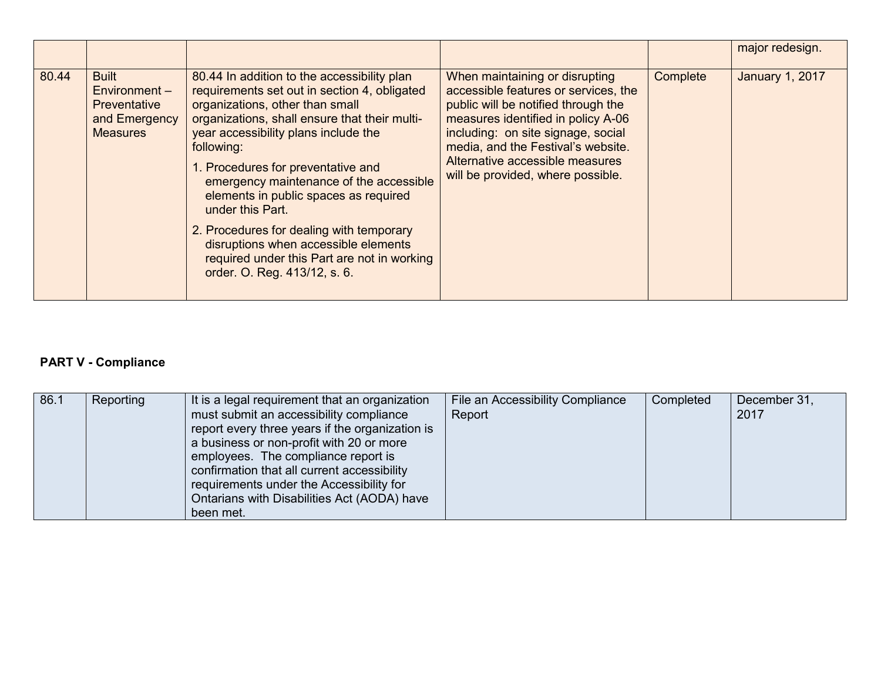| | | | | | |
|---|---|---|---|---|---|
| | | | | | major redesign. |
| 80.44 | Built Environment – Preventative and Emergency Measures | 80.44 In addition to the accessibility plan requirements set out in section 4, obligated organizations, other than small organizations, shall ensure that their multi-year accessibility plans include the following:<br>1. Procedures for preventative and emergency maintenance of the accessible elements in public spaces as required under this Part.<br>2. Procedures for dealing with temporary disruptions when accessible elements required under this Part are not in working order. O. Reg. 413/12, s. 6. | When maintaining or disrupting accessible features or services, the public will be notified through the measures identified in policy A-06 including: on site signage, social media, and the Festival's website. Alternative accessible measures will be provided, where possible. | Complete | January 1, 2017 |

**PART V - Compliance**

| | | | | | |
|---|---|---|---|---|---|
| 86.1 | Reporting | It is a legal requirement that an organization must submit an accessibility compliance report every three years if the organization is a business or non-profit with 20 or more employees. The compliance report is confirmation that all current accessibility requirements under the Accessibility for Ontarians with Disabilities Act (AODA) have been met. | File an Accessibility Compliance Report | Completed | December 31, 2017 |